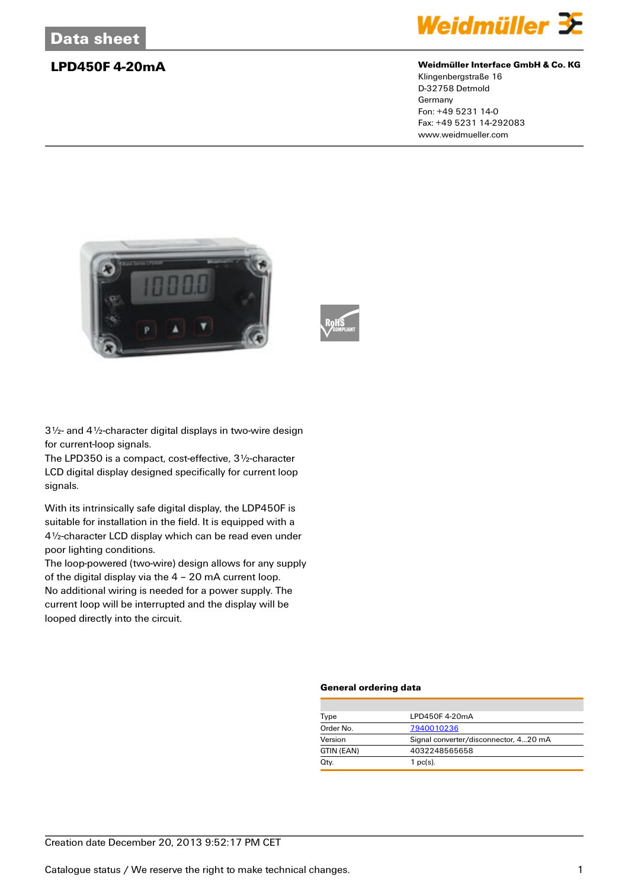# Data sheet

## LPD450F 4-20mA

**Weidmüller Interface GmbH & Co. KG**
Klingenbergstraße 16
D-32758 Detmold
Germany
Fon: +49 5231 14-0
Fax: +49 5231 14-292083
www.weidmueller.com

3½- and 4½-character digital displays in two-wire design for current-loop signals.
The LPD350 is a compact, cost-effective, 3½-character LCD digital display designed specifically for current loop signals.

With its intrinsically safe digital display, the LDP450F is suitable for installation in the field. It is equipped with a 4½-character LCD display which can be read even under poor lighting conditions.
The loop-powered (two-wire) design allows for any supply of the digital display via the 4 – 20 mA current loop.
No additional wiring is needed for a power supply. The current loop will be interrupted and the display will be looped directly into the circuit.

### General ordering data

| | |
|---|---|
| Type | LPD450F 4-20mA |
| Order No. | 7940010236 |
| Version | Signal converter/disconnector, 4...20 mA |
| GTIN (EAN) | 4032248565658 |
| Qty. | 1 pc(s). |

Creation date December 20, 2013 9:52:17 PM CET

Catalogue status / We reserve the right to make technical changes.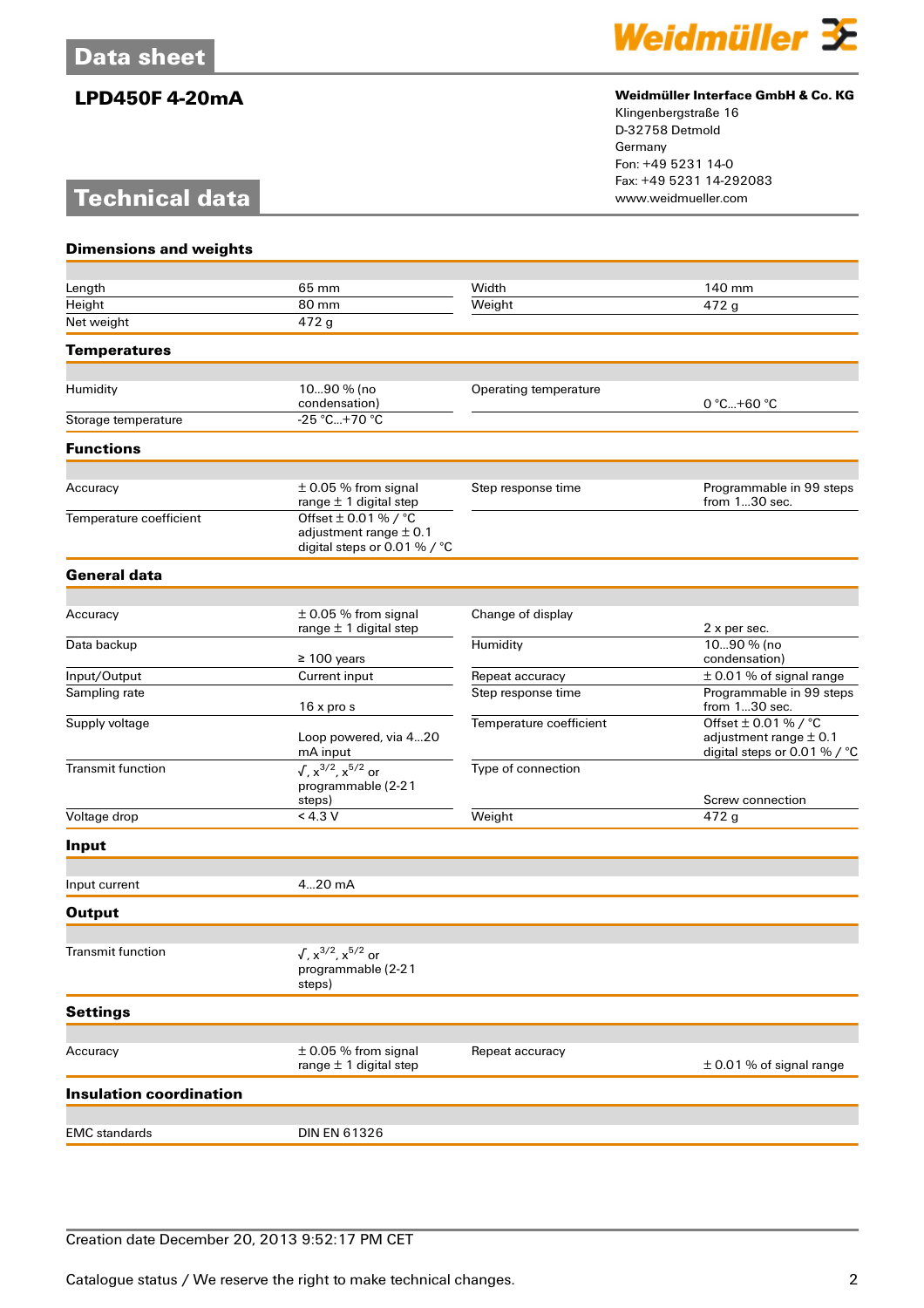# Data sheet

## LPD450F 4-20mA

**Weidmüller Interface GmbH & Co. KG**
Klingenbergstraße 16
D-32758 Detmold
Germany
Fon: +49 5231 14-0
Fax: +49 5231 14-292083
www.weidmueller.com

# Technical data

### Dimensions and weights

| | | | |
|---|---|---|---|
| Length | 65 mm | Width | 140 mm |
| Height | 80 mm | Weight | 472 g |
| Net weight | 472 g | | |

### Temperatures

| | | | |
|---|---|---|---|
| Humidity | 10...90 % (no condensation) | Operating temperature | 0 °C...+60 °C |
| Storage temperature | -25 °C...+70 °C | | |

### Functions

| | | | |
|---|---|---|---|
| Accuracy | ± 0.05 % from signal range ± 1 digital step | Step response time | Programmable in 99 steps from 1...30 sec. |
| Temperature coefficient | Offset ± 0.01 % / °C adjustment range ± 0.1 digital steps or 0.01 % / °C | | |

### General data

| | | | |
|---|---|---|---|
| Accuracy | ± 0.05 % from signal range ± 1 digital step | Change of display | 2 x per sec. |
| Data backup | ≥ 100 years | Humidity | 10...90 % (no condensation) |
| Input/Output | Current input | Repeat accuracy | ± 0.01 % of signal range |
| Sampling rate | 16 x pro s | Step response time | Programmable in 99 steps from 1...30 sec. |
| Supply voltage | Loop powered, via 4...20 mA input | Temperature coefficient | Offset ± 0.01 % / °C adjustment range ± 0.1 digital steps or 0.01 % / °C |
| Transmit function | √, $x^{3/2}$, $x^{5/2}$ or programmable (2-21 steps) | Type of connection | Screw connection |
| Voltage drop | < 4.3 V | Weight | 472 g |

### Input

| | |
|---|---|
| Input current | 4...20 mA |

### Output

| | |
|---|---|
| Transmit function | √, $x^{3/2}$, $x^{5/2}$ or programmable (2-21 steps) |

### Settings

| | | | |
|---|---|---|---|
| Accuracy | ± 0.05 % from signal range ± 1 digital step | Repeat accuracy | ± 0.01 % of signal range |

### Insulation coordination

| | |
|---|---|
| EMC standards | DIN EN 61326 |

Creation date December 20, 2013 9:52:17 PM CET

Catalogue status / We reserve the right to make technical changes.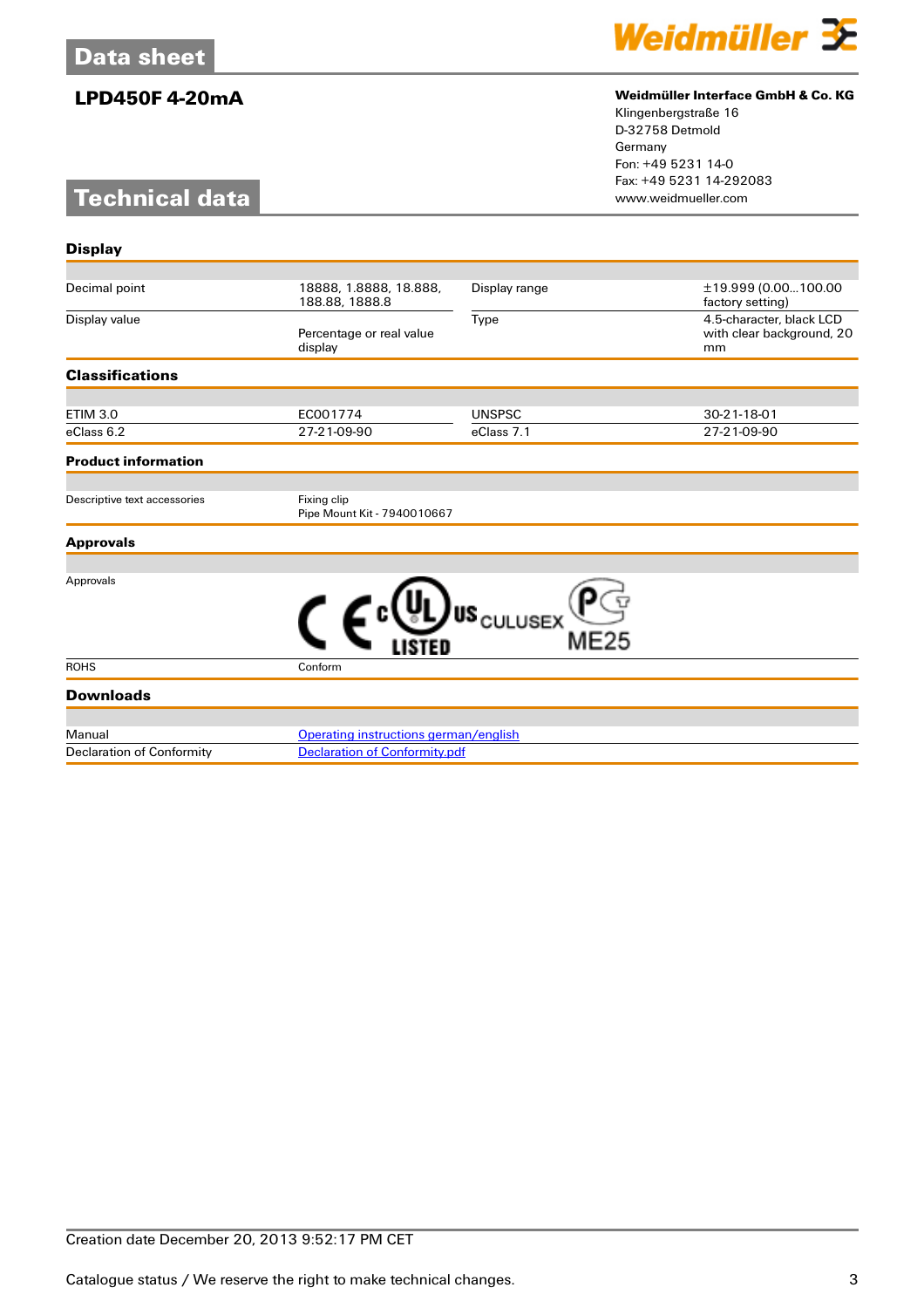# LPD450F 4-20mA

**Weidmüller Interface GmbH & Co. KG**
Klingenbergstraße 16
D-32758 Detmold
Germany
Fon: +49 5231 14-0
Fax: +49 5231 14-292083
www.weidmueller.com

## Technical data

### Display

| | | | |
|---|---|---|---|
| Decimal point | 18888, 1.8888, 18.888, 188.88, 1888.8 | Display range | ±19.999 (0.00...100.00 factory setting) |
| Display value | Percentage or real value display | Type | 4.5-character, black LCD with clear background, 20 mm |

### Classifications

| | | | |
|---|---|---|---|
| ETIM 3.0 | EC001774 | UNSPSC | 30-21-18-01 |
| eClass 6.2 | 27-21-09-90 | eClass 7.1 | 27-21-09-90 |

### Product information

| | |
|---|---|
| Descriptive text accessories | Fixing clip<br>Pipe Mount Kit - 7940010667 |

### Approvals

| | |
|---|---|
| Approvals | CE, cULus LISTED, CULUSEX, PC ME25 |
| ROHS | Conform |

### Downloads

| | |
|---|---|
| Manual | Operating instructions german/english |
| Declaration of Conformity | Declaration of Conformity.pdf |

Creation date December 20, 2013 9:52:17 PM CET

Catalogue status / We reserve the right to make technical changes.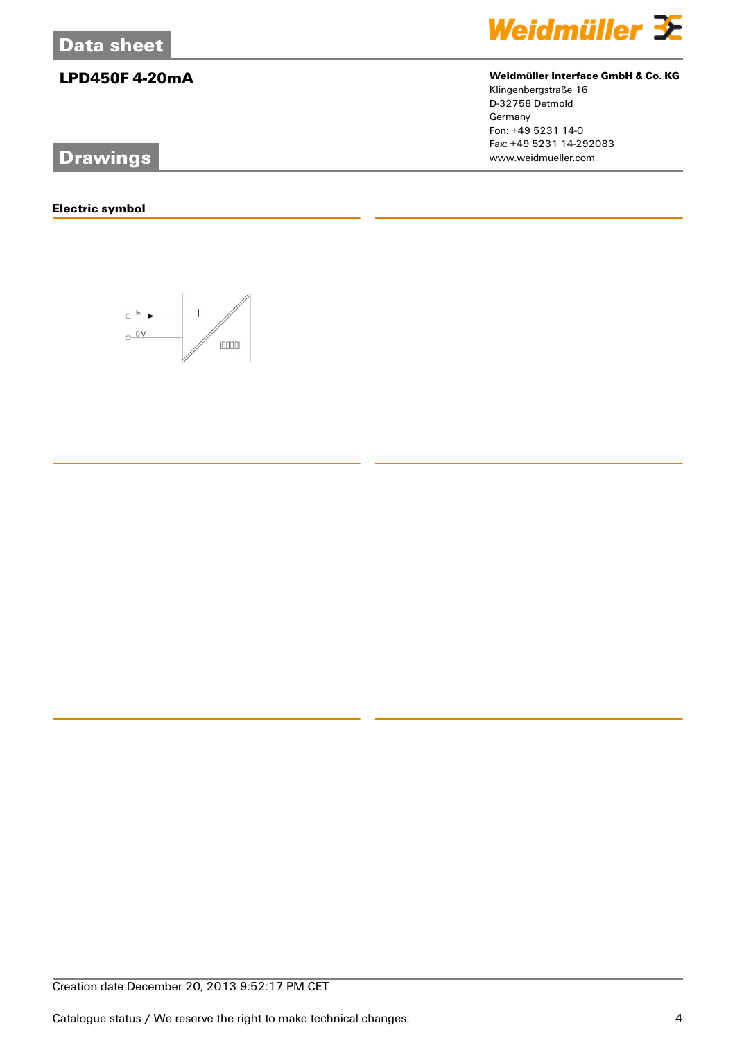## Data sheet

**LPD450F 4-20mA**

**Weidmüller Interface GmbH & Co. KG**
Klingenbergstraße 16
D-32758 Detmold
Germany
Fon: +49 5231 14-0
Fax: +49 5231 14-292083
www.weidmueller.com

## Drawings

### Electric symbol

In
0V
I

Creation date December 20, 2013 9:52:17 PM CET

Catalogue status / We reserve the right to make technical changes.